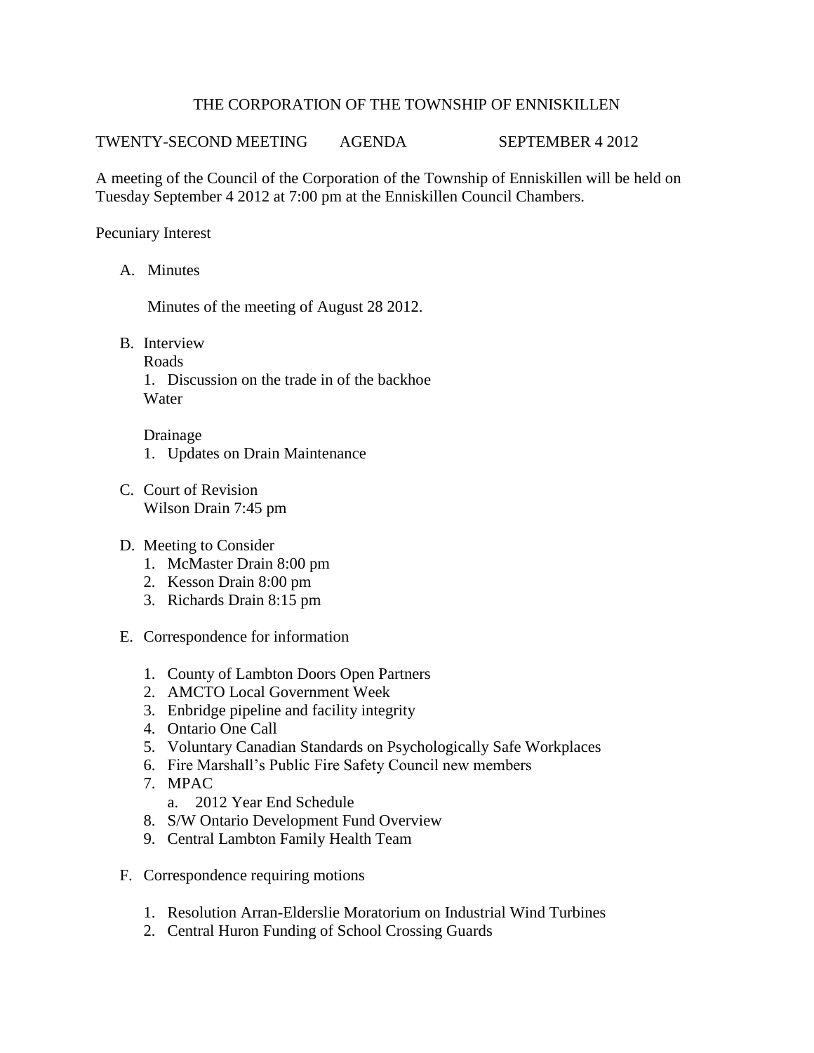# THE CORPORATION OF THE TOWNSHIP OF ENNISKILLEN

TWENTY-SECOND MEETING AGENDA SEPTEMBER 4 2012

A meeting of the Council of the Corporation of the Township of Enniskillen will be held on Tuesday September 4 2012 at 7:00 pm at the Enniskillen Council Chambers.

Pecuniary Interest

A. Minutes

   Minutes of the meeting of August 28 2012.

B. Interview

   Roads

   1. Discussion on the trade in of the backhoe

   Water

   Drainage

   1. Updates on Drain Maintenance

C. Court of Revision

   Wilson Drain 7:45 pm

D. Meeting to Consider

   1. McMaster Drain 8:00 pm
   2. Kesson Drain 8:00 pm
   3. Richards Drain 8:15 pm

E. Correspondence for information

   1. County of Lambton Doors Open Partners
   2. AMCTO Local Government Week
   3. Enbridge pipeline and facility integrity
   4. Ontario One Call
   5. Voluntary Canadian Standards on Psychologically Safe Workplaces
   6. Fire Marshall's Public Fire Safety Council new members
   7. MPAC
      a. 2012 Year End Schedule
   8. S/W Ontario Development Fund Overview
   9. Central Lambton Family Health Team

F. Correspondence requiring motions

   1. Resolution Arran-Elderslie Moratorium on Industrial Wind Turbines
   2. Central Huron Funding of School Crossing Guards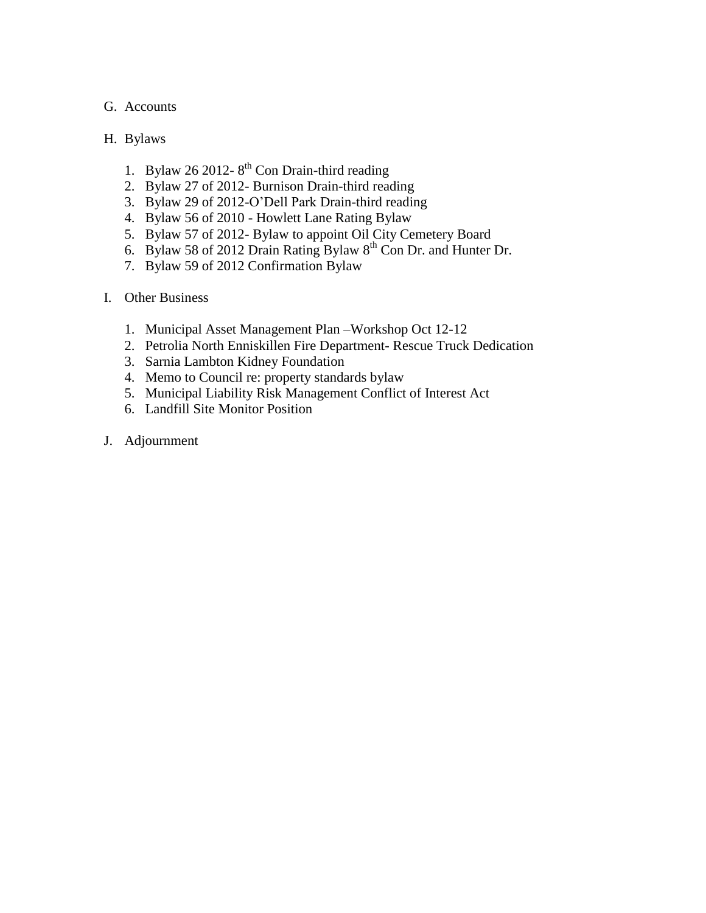G. Accounts

H. Bylaws

1. Bylaw 26 2012- 8th Con Drain-third reading
2. Bylaw 27 of 2012- Burnison Drain-third reading
3. Bylaw 29 of 2012-O'Dell Park Drain-third reading
4. Bylaw 56 of 2010 - Howlett Lane Rating Bylaw
5. Bylaw 57 of 2012- Bylaw to appoint Oil City Cemetery Board
6. Bylaw 58 of 2012 Drain Rating Bylaw 8th Con Dr. and Hunter Dr.
7. Bylaw 59 of 2012 Confirmation Bylaw

I. Other Business

1. Municipal Asset Management Plan –Workshop Oct 12-12
2. Petrolia North Enniskillen Fire Department- Rescue Truck Dedication
3. Sarnia Lambton Kidney Foundation
4. Memo to Council re: property standards bylaw
5. Municipal Liability Risk Management Conflict of Interest Act
6. Landfill Site Monitor Position

J. Adjournment